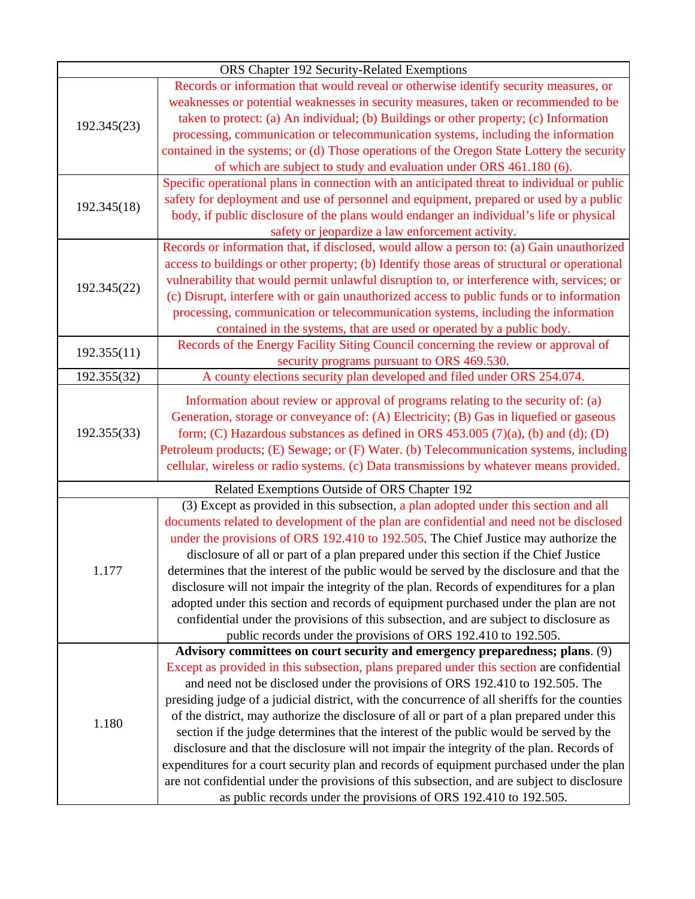| ORS Chapter 192 Security-Related Exemptions | |
|---|---|
| 192.345(23) | Records or information that would reveal or otherwise identify security measures, or weaknesses or potential weaknesses in security measures, taken or recommended to be taken to protect: (a) An individual; (b) Buildings or other property; (c) Information processing, communication or telecommunication systems, including the information contained in the systems; or (d) Those operations of the Oregon State Lottery the security of which are subject to study and evaluation under ORS 461.180 (6). |
| 192.345(18) | Specific operational plans in connection with an anticipated threat to individual or public safety for deployment and use of personnel and equipment, prepared or used by a public body, if public disclosure of the plans would endanger an individual's life or physical safety or jeopardize a law enforcement activity. |
| 192.345(22) | Records or information that, if disclosed, would allow a person to: (a) Gain unauthorized access to buildings or other property; (b) Identify those areas of structural or operational vulnerability that would permit unlawful disruption to, or interference with, services; or (c) Disrupt, interfere with or gain unauthorized access to public funds or to information processing, communication or telecommunication systems, including the information contained in the systems, that are used or operated by a public body. |
| 192.355(11) | Records of the Energy Facility Siting Council concerning the review or approval of security programs pursuant to ORS 469.530. |
| 192.355(32) | A county elections security plan developed and filed under ORS 254.074. |
| 192.355(33) | Information about review or approval of programs relating to the security of: (a) Generation, storage or conveyance of: (A) Electricity; (B) Gas in liquefied or gaseous form; (C) Hazardous substances as defined in ORS 453.005 (7)(a), (b) and (d); (D) Petroleum products; (E) Sewage; or (F) Water. (b) Telecommunication systems, including cellular, wireless or radio systems. (c) Data transmissions by whatever means provided. |
| Related Exemptions Outside of ORS Chapter 192 | |
| 1.177 | (3) Except as provided in this subsection, a plan adopted under this section and all documents related to development of the plan are confidential and need not be disclosed under the provisions of ORS 192.410 to 192.505. The Chief Justice may authorize the disclosure of all or part of a plan prepared under this section if the Chief Justice determines that the interest of the public would be served by the disclosure and that the disclosure will not impair the integrity of the plan. Records of expenditures for a plan adopted under this section and records of equipment purchased under the plan are not confidential under the provisions of this subsection, and are subject to disclosure as public records under the provisions of ORS 192.410 to 192.505. |
| 1.180 | **Advisory committees on court security and emergency preparedness; plans**. (9) Except as provided in this subsection, plans prepared under this section are confidential and need not be disclosed under the provisions of ORS 192.410 to 192.505. The presiding judge of a judicial district, with the concurrence of all sheriffs for the counties of the district, may authorize the disclosure of all or part of a plan prepared under this section if the judge determines that the interest of the public would be served by the disclosure and that the disclosure will not impair the integrity of the plan. Records of expenditures for a court security plan and records of equipment purchased under the plan are not confidential under the provisions of this subsection, and are subject to disclosure as public records under the provisions of ORS 192.410 to 192.505. |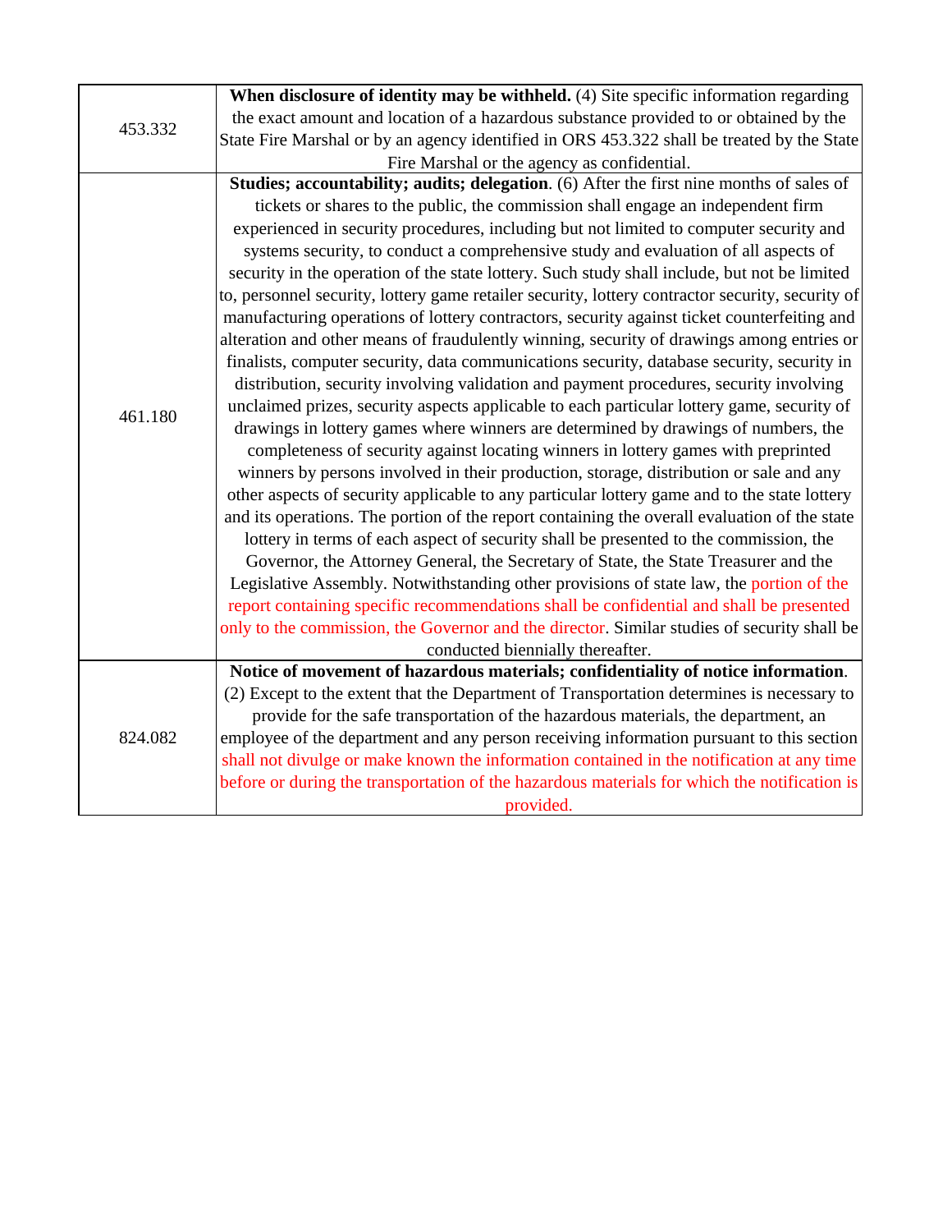| | |
|---|---|
| 453.332 | **When disclosure of identity may be withheld.** (4) Site specific information regarding the exact amount and location of a hazardous substance provided to or obtained by the State Fire Marshal or by an agency identified in ORS 453.322 shall be treated by the State Fire Marshal or the agency as confidential. |
| 461.180 | **Studies; accountability; audits; delegation**. (6) After the first nine months of sales of tickets or shares to the public, the commission shall engage an independent firm experienced in security procedures, including but not limited to computer security and systems security, to conduct a comprehensive study and evaluation of all aspects of security in the operation of the state lottery. Such study shall include, but not be limited to, personnel security, lottery game retailer security, lottery contractor security, security of manufacturing operations of lottery contractors, security against ticket counterfeiting and alteration and other means of fraudulently winning, security of drawings among entries or finalists, computer security, data communications security, database security, security in distribution, security involving validation and payment procedures, security involving unclaimed prizes, security aspects applicable to each particular lottery game, security of drawings in lottery games where winners are determined by drawings of numbers, the completeness of security against locating winners in lottery games with preprinted winners by persons involved in their production, storage, distribution or sale and any other aspects of security applicable to any particular lottery game and to the state lottery and its operations. The portion of the report containing the overall evaluation of the state lottery in terms of each aspect of security shall be presented to the commission, the Governor, the Attorney General, the Secretary of State, the State Treasurer and the Legislative Assembly. Notwithstanding other provisions of state law, the portion of the report containing specific recommendations shall be confidential and shall be presented only to the commission, the Governor and the director. Similar studies of security shall be conducted biennially thereafter. |
| 824.082 | **Notice of movement of hazardous materials; confidentiality of notice information**. (2) Except to the extent that the Department of Transportation determines is necessary to provide for the safe transportation of the hazardous materials, the department, an employee of the department and any person receiving information pursuant to this section shall not divulge or make known the information contained in the notification at any time before or during the transportation of the hazardous materials for which the notification is provided. |